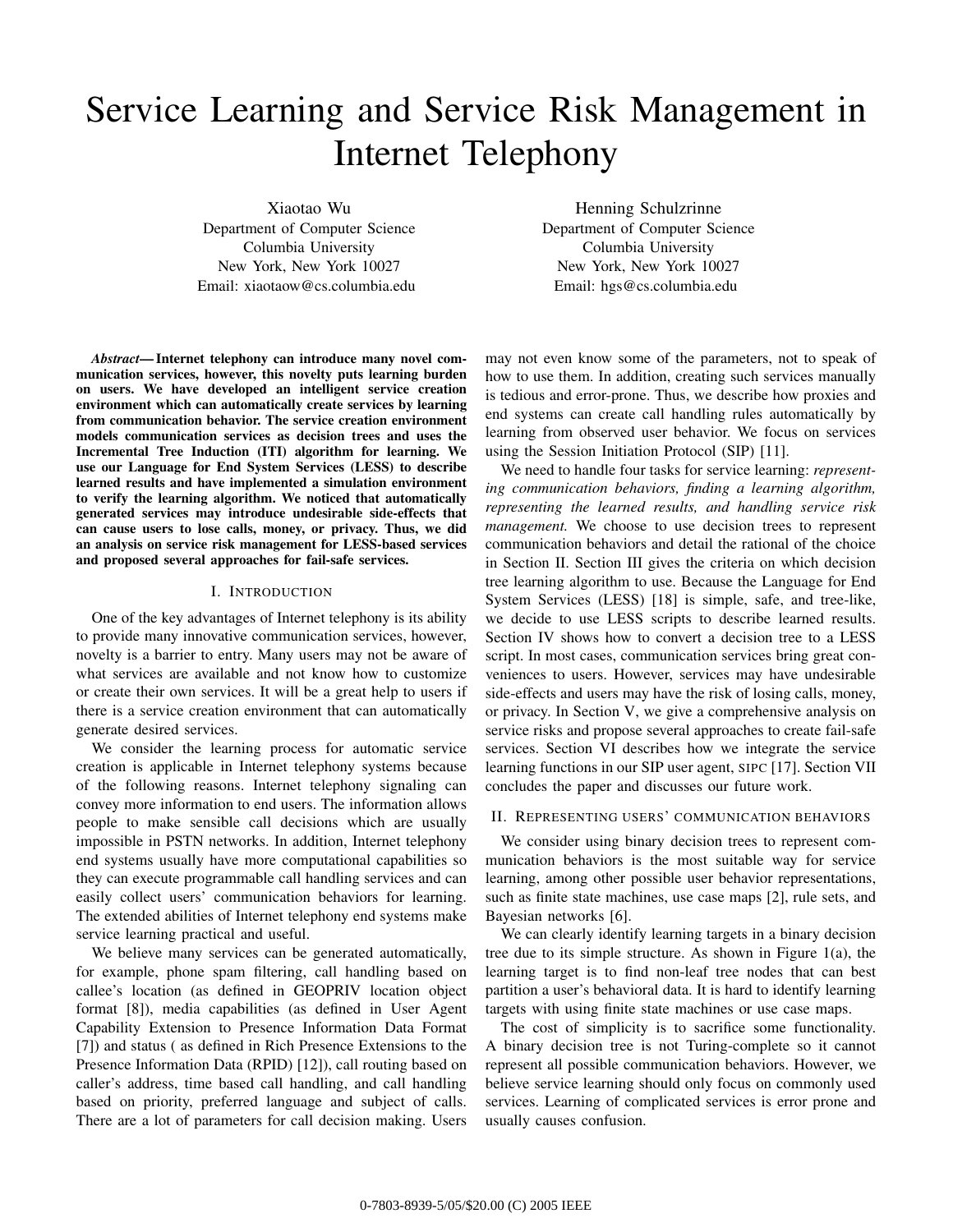# Service Learning and Service Risk Management in Internet Telephony

Xiaotao Wu
Department of Computer Science
Columbia University
New York, New York 10027
Email: xiaotaow@cs.columbia.edu

Henning Schulzrinne
Department of Computer Science
Columbia University
New York, New York 10027
Email: hgs@cs.columbia.edu

***Abstract*— Internet telephony can introduce many novel communication services, however, this novelty puts learning burden on users. We have developed an intelligent service creation environment which can automatically create services by learning from communication behavior. The service creation environment models communication services as decision trees and uses the Incremental Tree Induction (ITI) algorithm for learning. We use our Language for End System Services (LESS) to describe learned results and have implemented a simulation environment to verify the learning algorithm. We noticed that automatically generated services may introduce undesirable side-effects that can cause users to lose calls, money, or privacy. Thus, we did an analysis on service risk management for LESS-based services and proposed several approaches for fail-safe services.**

## I. Introduction

One of the key advantages of Internet telephony is its ability to provide many innovative communication services, however, novelty is a barrier to entry. Many users may not be aware of what services are available and not know how to customize or create their own services. It will be a great help to users if there is a service creation environment that can automatically generate desired services.

We consider the learning process for automatic service creation is applicable in Internet telephony systems because of the following reasons. Internet telephony signaling can convey more information to end users. The information allows people to make sensible call decisions which are usually impossible in PSTN networks. In addition, Internet telephony end systems usually have more computational capabilities so they can execute programmable call handling services and can easily collect users' communication behaviors for learning. The extended abilities of Internet telephony end systems make service learning practical and useful.

We believe many services can be generated automatically, for example, phone spam filtering, call handling based on callee's location (as defined in GEOPRIV location object format [8]), media capabilities (as defined in User Agent Capability Extension to Presence Information Data Format [7]) and status ( as defined in Rich Presence Extensions to the Presence Information Data (RPID) [12]), call routing based on caller's address, time based call handling, and call handling based on priority, preferred language and subject of calls. There are a lot of parameters for call decision making. Users may not even know some of the parameters, not to speak of how to use them. In addition, creating such services manually is tedious and error-prone. Thus, we describe how proxies and end systems can create call handling rules automatically by learning from observed user behavior. We focus on services using the Session Initiation Protocol (SIP) [11].

We need to handle four tasks for service learning: *representing communication behaviors, finding a learning algorithm, representing the learned results, and handling service risk management.* We choose to use decision trees to represent communication behaviors and detail the rational of the choice in Section II. Section III gives the criteria on which decision tree learning algorithm to use. Because the Language for End System Services (LESS) [18] is simple, safe, and tree-like, we decide to use LESS scripts to describe learned results. Section IV shows how to convert a decision tree to a LESS script. In most cases, communication services bring great conveniences to users. However, services may have undesirable side-effects and users may have the risk of losing calls, money, or privacy. In Section V, we give a comprehensive analysis on service risks and propose several approaches to create fail-safe services. Section VI describes how we integrate the service learning functions in our SIP user agent, SIPC [17]. Section VII concludes the paper and discusses our future work.

## II. Representing users' communication behaviors

We consider using binary decision trees to represent communication behaviors is the most suitable way for service learning, among other possible user behavior representations, such as finite state machines, use case maps [2], rule sets, and Bayesian networks [6].

We can clearly identify learning targets in a binary decision tree due to its simple structure. As shown in Figure 1(a), the learning target is to find non-leaf tree nodes that can best partition a user's behavioral data. It is hard to identify learning targets with using finite state machines or use case maps.

The cost of simplicity is to sacrifice some functionality. A binary decision tree is not Turing-complete so it cannot represent all possible communication behaviors. However, we believe service learning should only focus on commonly used services. Learning of complicated services is error prone and usually causes confusion.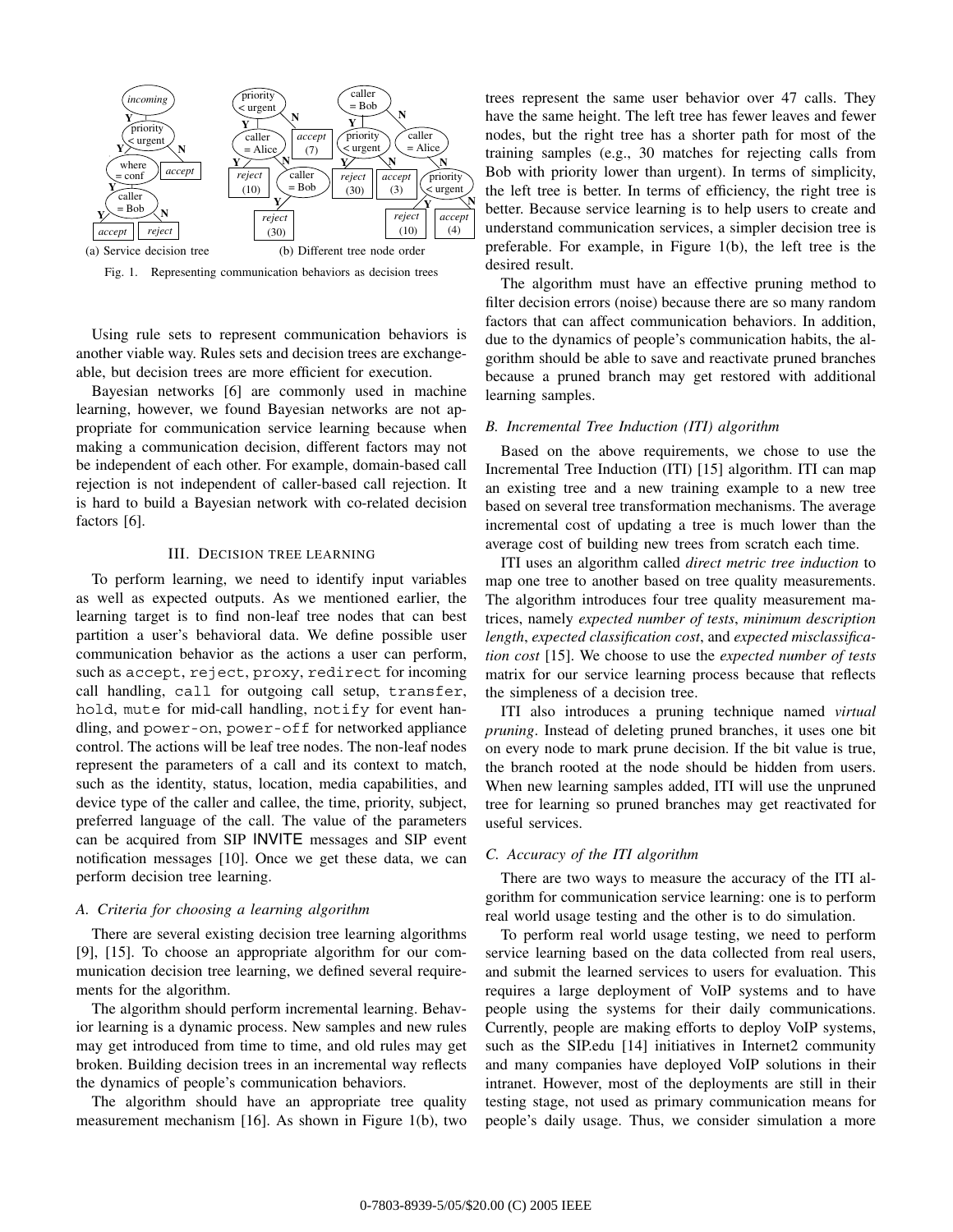(a) Service decision tree (b) Different tree node order

Fig. 1. Representing communication behaviors as decision trees

Using rule sets to represent communication behaviors is another viable way. Rules sets and decision trees are exchangeable, but decision trees are more efficient for execution.

Bayesian networks [6] are commonly used in machine learning, however, we found Bayesian networks are not appropriate for communication service learning because when making a communication decision, different factors may not be independent of each other. For example, domain-based call rejection is not independent of caller-based call rejection. It is hard to build a Bayesian network with co-related decision factors [6].

## III. Decision tree learning

To perform learning, we need to identify input variables as well as expected outputs. As we mentioned earlier, the learning target is to find non-leaf tree nodes that can best partition a user's behavioral data. We define possible user communication behavior as the actions a user can perform, such as `accept`, `reject`, `proxy`, `redirect` for incoming call handling, `call` for outgoing call setup, `transfer`, `hold`, `mute` for mid-call handling, `notify` for event handling, and `power-on`, `power-off` for networked appliance control. The actions will be leaf tree nodes. The non-leaf nodes represent the parameters of a call and its context to match, such as the identity, status, location, media capabilities, and device type of the caller and callee, the time, priority, subject, preferred language of the call. The value of the parameters can be acquired from SIP INVITE messages and SIP event notification messages [10]. Once we get these data, we can perform decision tree learning.

### A. Criteria for choosing a learning algorithm

There are several existing decision tree learning algorithms [9], [15]. To choose an appropriate algorithm for our communication decision tree learning, we defined several requirements for the algorithm.

The algorithm should perform incremental learning. Behavior learning is a dynamic process. New samples and new rules may get introduced from time to time, and old rules may get broken. Building decision trees in an incremental way reflects the dynamics of people's communication behaviors.

The algorithm should have an appropriate tree quality measurement mechanism [16]. As shown in Figure 1(b), two trees represent the same user behavior over 47 calls. They have the same height. The left tree has fewer leaves and fewer nodes, but the right tree has a shorter path for most of the training samples (e.g., 30 matches for rejecting calls from Bob with priority lower than urgent). In terms of simplicity, the left tree is better. In terms of efficiency, the right tree is better. Because service learning is to help users to create and understand communication services, a simpler decision tree is preferable. For example, in Figure 1(b), the left tree is the desired result.

The algorithm must have an effective pruning method to filter decision errors (noise) because there are so many random factors that can affect communication behaviors. In addition, due to the dynamics of people's communication habits, the algorithm should be able to save and reactivate pruned branches because a pruned branch may get restored with additional learning samples.

### B. Incremental Tree Induction (ITI) algorithm

Based on the above requirements, we chose to use the Incremental Tree Induction (ITI) [15] algorithm. ITI can map an existing tree and a new training example to a new tree based on several tree transformation mechanisms. The average incremental cost of updating a tree is much lower than the average cost of building new trees from scratch each time.

ITI uses an algorithm called *direct metric tree induction* to map one tree to another based on tree quality measurements. The algorithm introduces four tree quality measurement matrices, namely *expected number of tests*, *minimum description length*, *expected classification cost*, and *expected misclassification cost* [15]. We choose to use the *expected number of tests* matrix for our service learning process because that reflects the simpleness of a decision tree.

ITI also introduces a pruning technique named *virtual pruning*. Instead of deleting pruned branches, it uses one bit on every node to mark prune decision. If the bit value is true, the branch rooted at the node should be hidden from users. When new learning samples added, ITI will use the unpruned tree for learning so pruned branches may get reactivated for useful services.

### C. Accuracy of the ITI algorithm

There are two ways to measure the accuracy of the ITI algorithm for communication service learning: one is to perform real world usage testing and the other is to do simulation.

To perform real world usage testing, we need to perform service learning based on the data collected from real users, and submit the learned services to users for evaluation. This requires a large deployment of VoIP systems and to have people using the systems for their daily communications. Currently, people are making efforts to deploy VoIP systems, such as the SIP.edu [14] initiatives in Internet2 community and many companies have deployed VoIP solutions in their intranet. However, most of the deployments are still in their testing stage, not used as primary communication means for people's daily usage. Thus, we consider simulation a more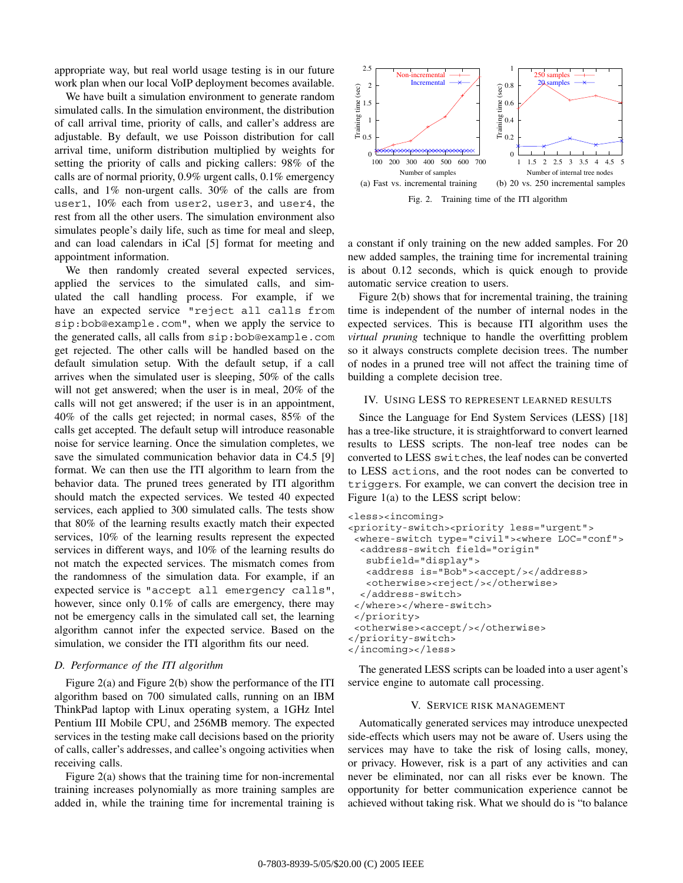appropriate way, but real world usage testing is in our future work plan when our local VoIP deployment becomes available.

We have built a simulation environment to generate random simulated calls. In the simulation environment, the distribution of call arrival time, priority of calls, and caller's address are adjustable. By default, we use Poisson distribution for call arrival time, uniform distribution multiplied by weights for setting the priority of calls and picking callers: 98% of the calls are of normal priority, 0.9% urgent calls, 0.1% emergency calls, and 1% non-urgent calls. 30% of the calls are from `user1`, 10% each from `user2`, `user3`, and `user4`, the rest from all the other users. The simulation environment also simulates people's daily life, such as time for meal and sleep, and can load calendars in iCal [5] format for meeting and appointment information.

We then randomly created several expected services, applied the services to the simulated calls, and simulated the call handling process. For example, if we have an expected service `"reject all calls from sip:bob@example.com"`, when we apply the service to the generated calls, all calls from `sip:bob@example.com` get rejected. The other calls will be handled based on the default simulation setup. With the default setup, if a call arrives when the simulated user is sleeping, 50% of the calls will not get answered; when the user is in meal, 20% of the calls will not get answered; if the user is in an appointment, 40% of the calls get rejected; in normal cases, 85% of the calls get accepted. The default setup will introduce reasonable noise for service learning. Once the simulation completes, we save the simulated communication behavior data in C4.5 [9] format. We can then use the ITI algorithm to learn from the behavior data. The pruned trees generated by ITI algorithm should match the expected services. We tested 40 expected services, each applied to 300 simulated calls. The tests show that 80% of the learning results exactly match their expected services, 10% of the learning results represent the expected services in different ways, and 10% of the learning results do not match the expected services. The mismatch comes from the randomness of the simulation data. For example, if an expected service is `"accept all emergency calls"`, however, since only 0.1% of calls are emergency, there may not be emergency calls in the simulated call set, the learning algorithm cannot infer the expected service. Based on the simulation, we consider the ITI algorithm fits our need.

### D. Performance of the ITI algorithm

Figure 2(a) and Figure 2(b) show the performance of the ITI algorithm based on 700 simulated calls, running on an IBM ThinkPad laptop with Linux operating system, a 1GHz Intel Pentium III Mobile CPU, and 256MB memory. The expected services in the testing make call decisions based on the priority of calls, caller's addresses, and callee's ongoing activities when receiving calls.

Figure 2(a) shows that the training time for non-incremental training increases polynomially as more training samples are added in, while the training time for incremental training is a constant if only training on the new added samples. For 20 new added samples, the training time for incremental training is about 0.12 seconds, which is quick enough to provide automatic service creation to users.

(a) Fast vs. incremental training (b) 20 vs. 250 incremental samples

Fig. 2. Training time of the ITI algorithm

Figure 2(b) shows that for incremental training, the training time is independent of the number of internal nodes in the expected services. This is because ITI algorithm uses the *virtual pruning* technique to handle the overfitting problem so it always constructs complete decision trees. The number of nodes in a pruned tree will not affect the training time of building a complete decision tree.

## IV. Using LESS to represent learned results

Since the Language for End System Services (LESS) [18] has a tree-like structure, it is straightforward to convert learned results to LESS scripts. The non-leaf tree nodes can be converted to LESS `switch`es, the leaf nodes can be converted to LESS `action`s, and the root nodes can be converted to `trigger`s. For example, we can convert the decision tree in Figure 1(a) to the LESS script below:

```
<less><incoming>
<priority-switch><priority less="urgent">
 <where-switch type="civil"><where LOC="conf">
  <address-switch field="origin"
   subfield="display">
   <address is="Bob"><accept/></address>
   <otherwise><reject/></otherwise>
  </address-switch>
 </where></where-switch>
 </priority>
 <otherwise><accept/></otherwise>
</priority-switch>
</incoming></less>
```

The generated LESS scripts can be loaded into a user agent's service engine to automate call processing.

## V. Service risk management

Automatically generated services may introduce unexpected side-effects which users may not be aware of. Users using the services may have to take the risk of losing calls, money, or privacy. However, risk is a part of any activities and can never be eliminated, nor can all risks ever be known. The opportunity for better communication experience cannot be achieved without taking risk. What we should do is "to balance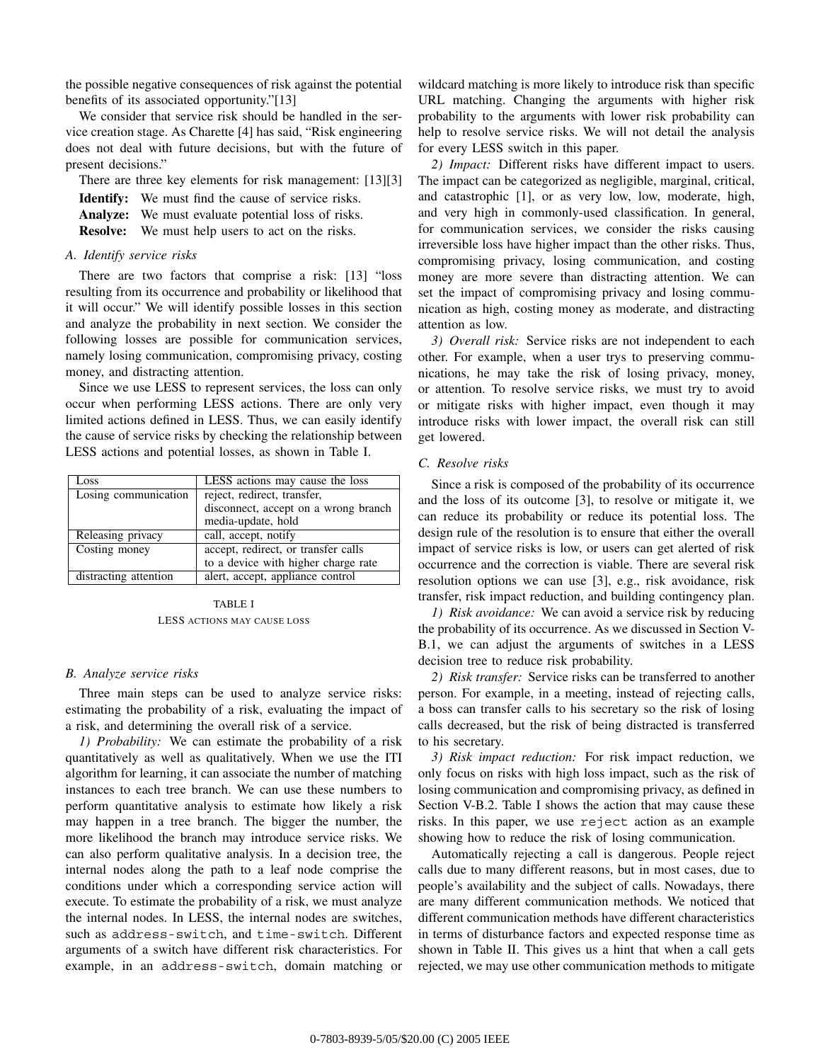the possible negative consequences of risk against the potential benefits of its associated opportunity."[13]

We consider that service risk should be handled in the service creation stage. As Charette [4] has said, "Risk engineering does not deal with future decisions, but with the future of present decisions."

There are three key elements for risk management: [13][3]

**Identify:** We must find the cause of service risks.
**Analyze:** We must evaluate potential loss of risks.
**Resolve:** We must help users to act on the risks.

### *A. Identify service risks*

There are two factors that comprise a risk: [13] "loss resulting from its occurrence and probability or likelihood that it will occur." We will identify possible losses in this section and analyze the probability in next section. We consider the following losses are possible for communication services, namely losing communication, compromising privacy, costing money, and distracting attention.

Since we use LESS to represent services, the loss can only occur when performing LESS actions. There are only very limited actions defined in LESS. Thus, we can easily identify the cause of service risks by checking the relationship between LESS actions and potential losses, as shown in Table I.

| Loss | LESS actions may cause the loss |
|---|---|
| Losing communication | reject, redirect, transfer, disconnect, accept on a wrong branch media-update, hold |
| Releasing privacy | call, accept, notify |
| Costing money | accept, redirect, or transfer calls to a device with higher charge rate |
| distracting attention | alert, accept, appliance control |

TABLE I
LESS ACTIONS MAY CAUSE LOSS

### *B. Analyze service risks*

Three main steps can be used to analyze service risks: estimating the probability of a risk, evaluating the impact of a risk, and determining the overall risk of a service.

*1) Probability:* We can estimate the probability of a risk quantitatively as well as qualitatively. When we use the ITI algorithm for learning, it can associate the number of matching instances to each tree branch. We can use these numbers to perform quantitative analysis to estimate how likely a risk may happen in a tree branch. The bigger the number, the more likelihood the branch may introduce service risks. We can also perform qualitative analysis. In a decision tree, the internal nodes along the path to a leaf node comprise the conditions under which a corresponding service action will execute. To estimate the probability of a risk, we must analyze the internal nodes. In LESS, the internal nodes are switches, such as `address-switch`, and `time-switch`. Different arguments of a switch have different risk characteristics. For example, in an `address-switch`, domain matching or wildcard matching is more likely to introduce risk than specific URL matching. Changing the arguments with higher risk probability to the arguments with lower risk probability can help to resolve service risks. We will not detail the analysis for every LESS switch in this paper.

*2) Impact:* Different risks have different impact to users. The impact can be categorized as negligible, marginal, critical, and catastrophic [1], or as very low, low, moderate, high, and very high in commonly-used classification. In general, for communication services, we consider the risks causing irreversible loss have higher impact than the other risks. Thus, compromising privacy, losing communication, and costing money are more severe than distracting attention. We can set the impact of compromising privacy and losing communication as high, costing money as moderate, and distracting attention as low.

*3) Overall risk:* Service risks are not independent to each other. For example, when a user trys to preserving communications, he may take the risk of losing privacy, money, or attention. To resolve service risks, we must try to avoid or mitigate risks with higher impact, even though it may introduce risks with lower impact, the overall risk can still get lowered.

### *C. Resolve risks*

Since a risk is composed of the probability of its occurrence and the loss of its outcome [3], to resolve or mitigate it, we can reduce its probability or reduce its potential loss. The design rule of the resolution is to ensure that either the overall impact of service risks is low, or users can get alerted of risk occurrence and the correction is viable. There are several risk resolution options we can use [3], e.g., risk avoidance, risk transfer, risk impact reduction, and building contingency plan.

*1) Risk avoidance:* We can avoid a service risk by reducing the probability of its occurrence. As we discussed in Section V-B.1, we can adjust the arguments of switches in a LESS decision tree to reduce risk probability.

*2) Risk transfer:* Service risks can be transferred to another person. For example, in a meeting, instead of rejecting calls, a boss can transfer calls to his secretary so the risk of losing calls decreased, but the risk of being distracted is transferred to his secretary.

*3) Risk impact reduction:* For risk impact reduction, we only focus on risks with high loss impact, such as the risk of losing communication and compromising privacy, as defined in Section V-B.2. Table I shows the action that may cause these risks. In this paper, we use `reject` action as an example showing how to reduce the risk of losing communication.

Automatically rejecting a call is dangerous. People reject calls due to many different reasons, but in most cases, due to people's availability and the subject of calls. Nowadays, there are many different communication methods. We noticed that different communication methods have different characteristics in terms of disturbance factors and expected response time as shown in Table II. This gives us a hint that when a call gets rejected, we may use other communication methods to mitigate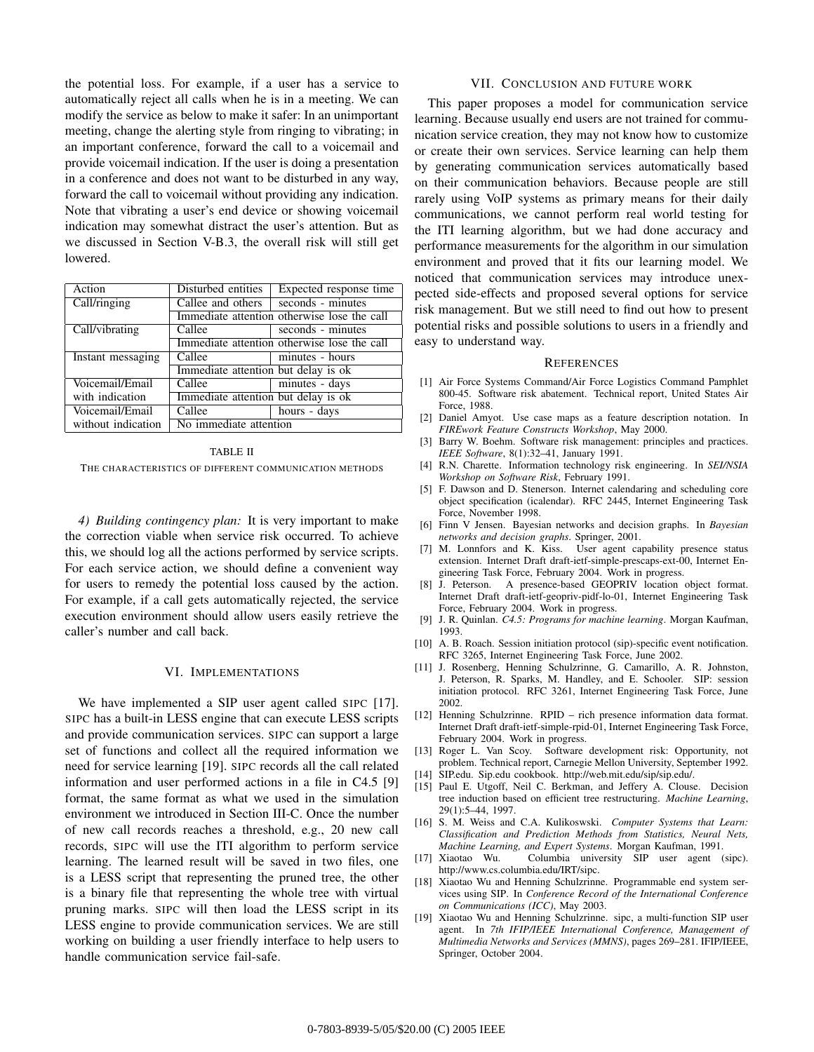the potential loss. For example, if a user has a service to automatically reject all calls when he is in a meeting. We can modify the service as below to make it safer: In an unimportant meeting, change the alerting style from ringing to vibrating; in an important conference, forward the call to a voicemail and provide voicemail indication. If the user is doing a presentation in a conference and does not want to be disturbed in any way, forward the call to voicemail without providing any indication. Note that vibrating a user's end device or showing voicemail indication may somewhat distract the user's attention. But as we discussed in Section V-B.3, the overall risk will still get lowered.

| Action | Disturbed entities | Expected response time |
|---|---|---|
| Call/ringing | Callee and others | seconds - minutes |
| | Immediate attention otherwise lose the call | |
| Call/vibrating | Callee | seconds - minutes |
| | Immediate attention otherwise lose the call | |
| Instant messaging | Callee | minutes - hours |
| | Immediate attention but delay is ok | |
| Voicemail/Email with indication | Callee | minutes - days |
| | Immediate attention but delay is ok | |
| Voicemail/Email without indication | Callee | hours - days |
| | No immediate attention | |

TABLE II

THE CHARACTERISTICS OF DIFFERENT COMMUNICATION METHODS

*4) Building contingency plan:* It is very important to make the correction viable when service risk occurred. To achieve this, we should log all the actions performed by service scripts. For each service action, we should define a convenient way for users to remedy the potential loss caused by the action. For example, if a call gets automatically rejected, the service execution environment should allow users easily retrieve the caller's number and call back.

## VI. IMPLEMENTATIONS

We have implemented a SIP user agent called SIPC [17]. SIPC has a built-in LESS engine that can execute LESS scripts and provide communication services. SIPC can support a large set of functions and collect all the required information we need for service learning [19]. SIPC records all the call related information and user performed actions in a file in C4.5 [9] format, the same format as what we used in the simulation environment we introduced in Section III-C. Once the number of new call records reaches a threshold, e.g., 20 new call records, SIPC will use the ITI algorithm to perform service learning. The learned result will be saved in two files, one is a LESS script that representing the pruned tree, the other is a binary file that representing the whole tree with virtual pruning marks. SIPC will then load the LESS script in its LESS engine to provide communication services. We are still working on building a user friendly interface to help users to handle communication service fail-safe.

## VII. CONCLUSION AND FUTURE WORK

This paper proposes a model for communication service learning. Because usually end users are not trained for communication service creation, they may not know how to customize or create their own services. Service learning can help them by generating communication services automatically based on their communication behaviors. Because people are still rarely using VoIP systems as primary means for their daily communications, we cannot perform real world testing for the ITI learning algorithm, but we had done accuracy and performance measurements for the algorithm in our simulation environment and proved that it fits our learning model. We noticed that communication services may introduce unexpected side-effects and proposed several options for service risk management. But we still need to find out how to present potential risks and possible solutions to users in a friendly and easy to understand way.

## REFERENCES

[1] Air Force Systems Command/Air Force Logistics Command Pamphlet 800-45. Software risk abatement. Technical report, United States Air Force, 1988.

[2] Daniel Amyot. Use case maps as a feature description notation. In *FIREwork Feature Constructs Workshop*, May 2000.

[3] Barry W. Boehm. Software risk management: principles and practices. *IEEE Software*, 8(1):32–41, January 1991.

[4] R.N. Charette. Information technology risk engineering. In *SEI/NSIA Workshop on Software Risk*, February 1991.

[5] F. Dawson and D. Stenerson. Internet calendaring and scheduling core object specification (icalendar). RFC 2445, Internet Engineering Task Force, November 1998.

[6] Finn V Jensen. Bayesian networks and decision graphs. In *Bayesian networks and decision graphs*. Springer, 2001.

[7] M. Lonnfors and K. Kiss. User agent capability presence status extension. Internet Draft draft-ietf-simple-prescaps-ext-00, Internet Engineering Task Force, February 2004. Work in progress.

[8] J. Peterson. A presence-based GEOPRIV location object format. Internet Draft draft-ietf-geopriv-pidf-lo-01, Internet Engineering Task Force, February 2004. Work in progress.

[9] J. R. Quinlan. *C4.5: Programs for machine learning*. Morgan Kaufman, 1993.

[10] A. B. Roach. Session initiation protocol (sip)-specific event notification. RFC 3265, Internet Engineering Task Force, June 2002.

[11] J. Rosenberg, Henning Schulzrinne, G. Camarillo, A. R. Johnston, J. Peterson, R. Sparks, M. Handley, and E. Schooler. SIP: session initiation protocol. RFC 3261, Internet Engineering Task Force, June 2002.

[12] Henning Schulzrinne. RPID – rich presence information data format. Internet Draft draft-ietf-simple-rpid-01, Internet Engineering Task Force, February 2004. Work in progress.

[13] Roger L. Van Scoy. Software development risk: Opportunity, not problem. Technical report, Carnegie Mellon University, September 1992.

[14] SIP.edu. Sip.edu cookbook. http://web.mit.edu/sip/sip.edu/.

[15] Paul E. Utgoff, Neil C. Berkman, and Jeffery A. Clouse. Decision tree induction based on efficient tree restructuring. *Machine Learning*, 29(1):5–44, 1997.

[16] S. M. Weiss and C.A. Kulikoswski. *Computer Systems that Learn: Classification and Prediction Methods from Statistics, Neural Nets, Machine Learning, and Expert Systems*. Morgan Kaufman, 1991.

[17] Xiaotao Wu. Columbia university SIP user agent (sipc). http://www.cs.columbia.edu/IRT/sipc.

[18] Xiaotao Wu and Henning Schulzrinne. Programmable end system services using SIP. In *Conference Record of the International Conference on Communications (ICC)*, May 2003.

[19] Xiaotao Wu and Henning Schulzrinne. sipc, a multi-function SIP user agent. In *7th IFIP/IEEE International Conference, Management of Multimedia Networks and Services (MMNS)*, pages 269–281. IFIP/IEEE, Springer, October 2004.